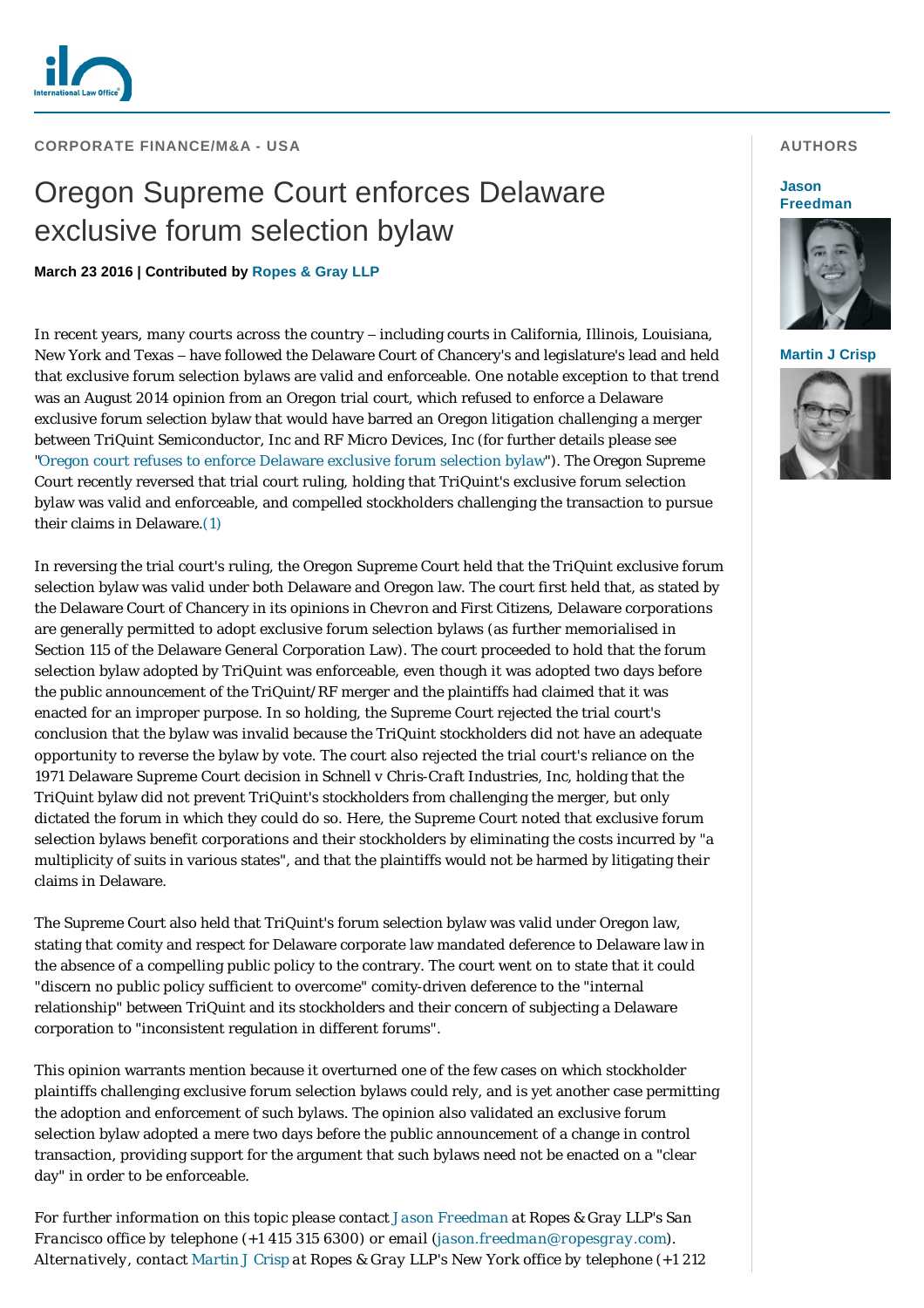CORPORATE FINANCE/M&A - USA

# Oregon Supreme Court enforces Delaware exclusive forum selection bylaw

**March 23 2016 | Contributed by Ropes & Gray LLP**

AUTHORS

**Jason Freedman**

**Martin J Crisp**

In recent years, many courts across the country – including courts in California, Illinois, Louisiana, New York and Texas – have followed the Delaware Court of Chancery's and legislature's lead and held that exclusive forum selection bylaws are valid and enforceable. One notable exception to that trend was an August 2014 opinion from an Oregon trial court, which refused to enforce a Delaware exclusive forum selection bylaw that would have barred an Oregon litigation challenging a merger between TriQuint Semiconductor, Inc and RF Micro Devices, Inc (for further details please see "Oregon court refuses to enforce Delaware exclusive forum selection bylaw"). The Oregon Supreme Court recently reversed that trial court ruling, holding that TriQuint's exclusive forum selection bylaw was valid and enforceable, and compelled stockholders challenging the transaction to pursue their claims in Delaware.(1)

In reversing the trial court's ruling, the Oregon Supreme Court held that the TriQuint exclusive forum selection bylaw was valid under both Delaware and Oregon law. The court first held that, as stated by the Delaware Court of Chancery in its opinions in *Chevron* and *First Citizens*, Delaware corporations are generally permitted to adopt exclusive forum selection bylaws (as further memorialised in Section 115 of the Delaware General Corporation Law). The court proceeded to hold that the forum selection bylaw adopted by TriQuint was enforceable, even though it was adopted two days before the public announcement of the TriQuint/RF merger and the plaintiffs had claimed that it was enacted for an improper purpose. In so holding, the Supreme Court rejected the trial court's conclusion that the bylaw was invalid because the TriQuint stockholders did not have an adequate opportunity to reverse the bylaw by vote. The court also rejected the trial court's reliance on the 1971 Delaware Supreme Court decision in *Schnell v Chris-Craft Industries, Inc*, holding that the TriQuint bylaw did not prevent TriQuint's stockholders from challenging the merger, but only dictated the forum in which they could do so. Here, the Supreme Court noted that exclusive forum selection bylaws benefit corporations and their stockholders by eliminating the costs incurred by "a multiplicity of suits in various states", and that the plaintiffs would not be harmed by litigating their claims in Delaware.

The Supreme Court also held that TriQuint's forum selection bylaw was valid under Oregon law, stating that comity and respect for Delaware corporate law mandated deference to Delaware law in the absence of a compelling public policy to the contrary. The court went on to state that it could "discern no public policy sufficient to overcome" comity-driven deference to the "internal relationship" between TriQuint and its stockholders and their concern of subjecting a Delaware corporation to "inconsistent regulation in different forums".

This opinion warrants mention because it overturned one of the few cases on which stockholder plaintiffs challenging exclusive forum selection bylaws could rely, and is yet another case permitting the adoption and enforcement of such bylaws. The opinion also validated an exclusive forum selection bylaw adopted a mere two days before the public announcement of a change in control transaction, providing support for the argument that such bylaws need not be enacted on a "clear day" in order to be enforceable.

*For further information on this topic please contact Jason Freedman at Ropes & Gray LLP's San Francisco office by telephone (+1 415 315 6300) or email (jason.freedman@ropesgray.com). Alternatively, contact Martin J Crisp at Ropes & Gray LLP's New York office by telephone (+1 212*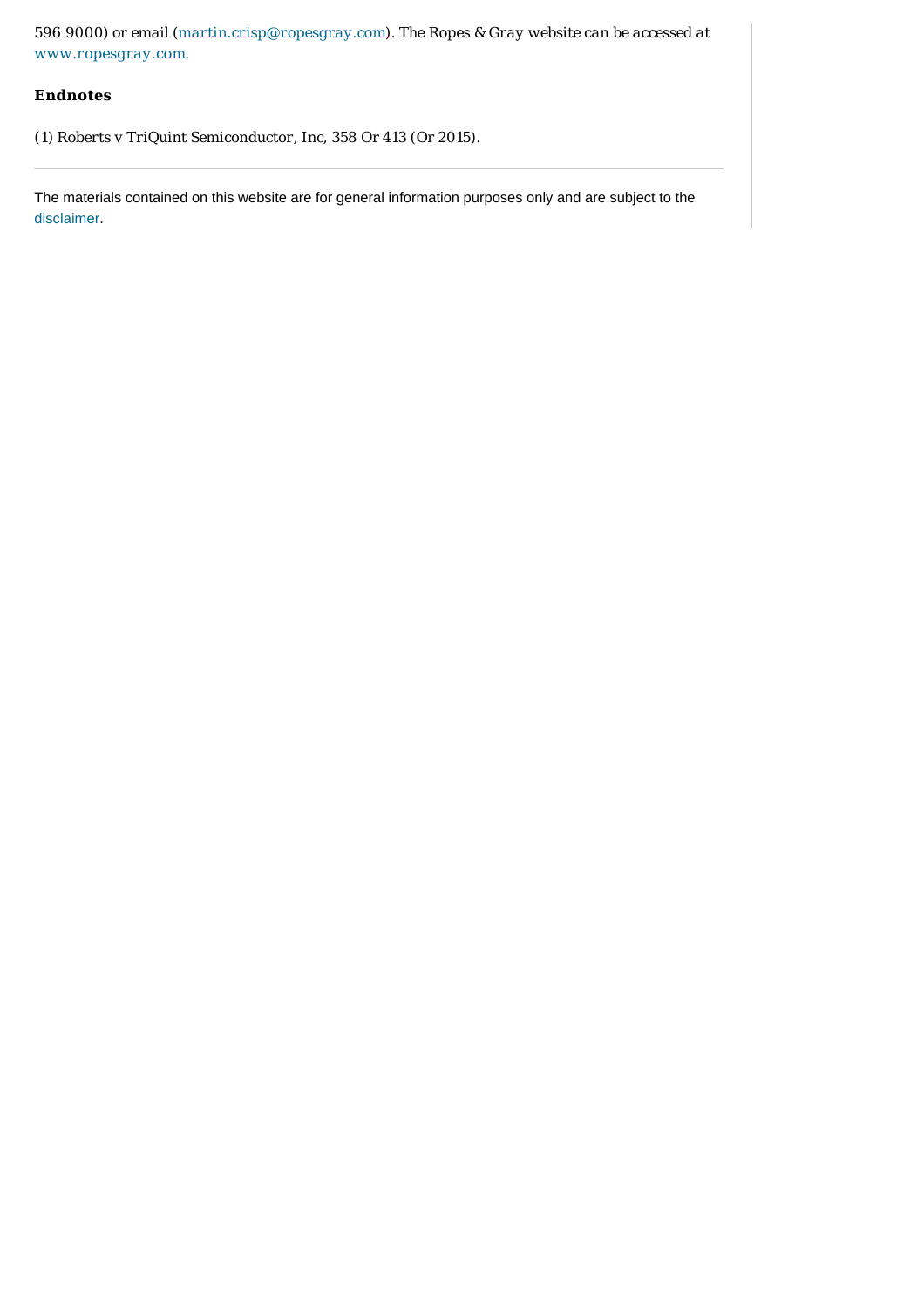*596 9000) or email (martin.crisp@ropesgray.com). The Ropes & Gray website can be accessed at www.ropesgray.com.*

**Endnotes**

*(1) Roberts v TriQuint Semiconductor, Inc, 358 Or 413 (Or 2015).*

---

The materials contained on this website are for general information purposes only and are subject to the disclaimer.